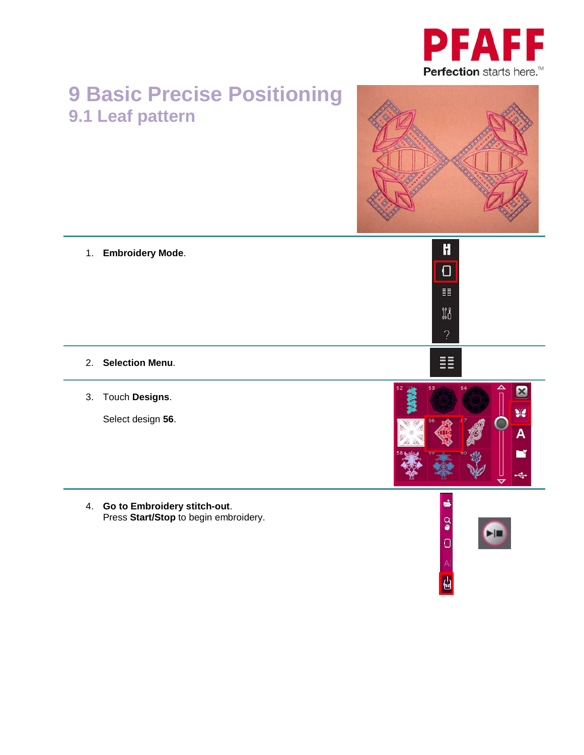# 9 Basic Precise Positioning

## 9.1 Leaf pattern

1. **Embroidery Mode**.

2. **Selection Menu**.

3. Touch **Designs**.

   Select design **56**.

4. **Go to Embroidery stitch-out**.
   Press **Start/Stop** to begin embroidery.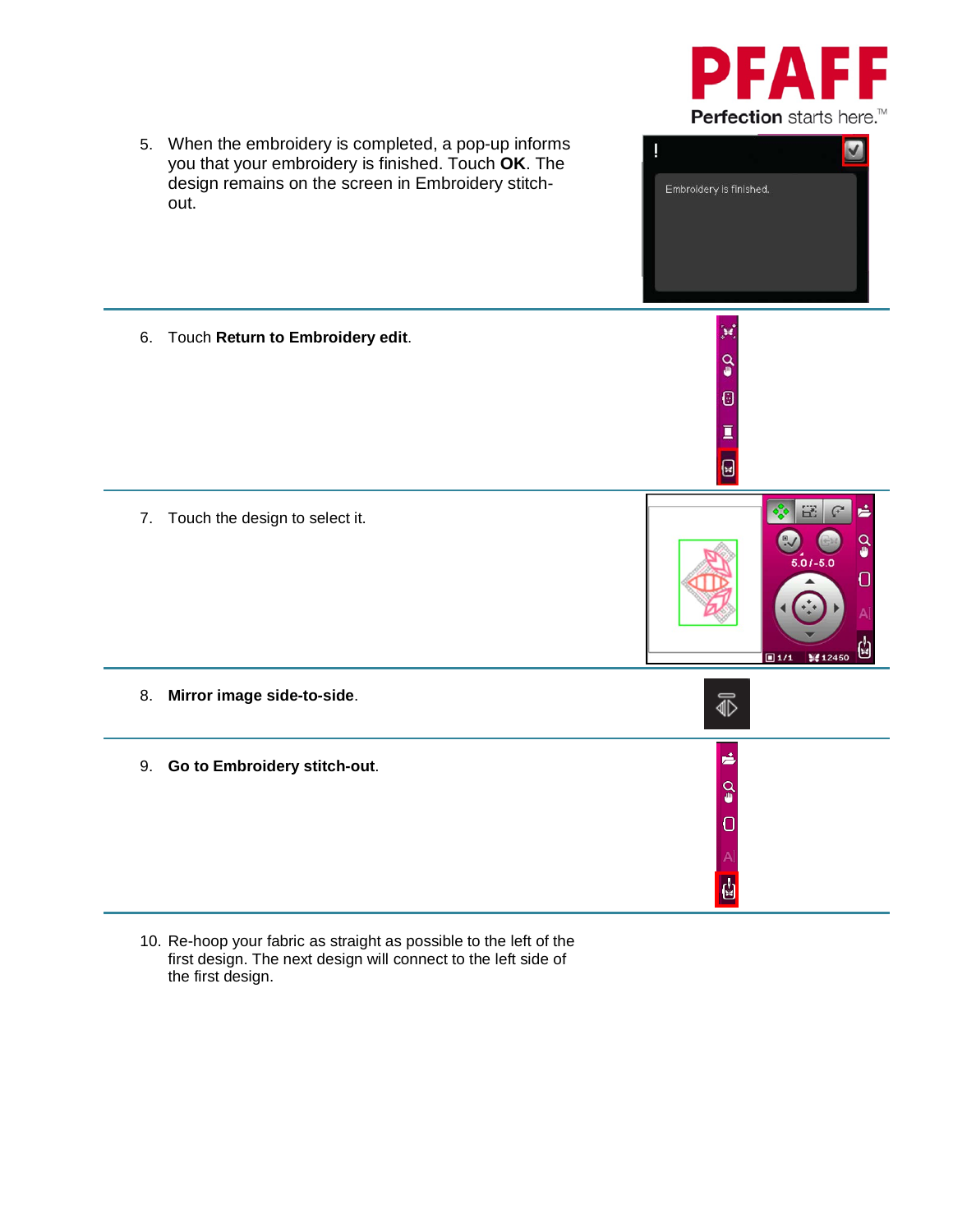5. When the embroidery is completed, a pop-up informs you that your embroidery is finished. Touch **OK**. The design remains on the screen in Embroidery stitch-out.

6. Touch **Return to Embroidery edit**.

7. Touch the design to select it.

8. **Mirror image side-to-side**.

9. **Go to Embroidery stitch-out**.

10. Re-hoop your fabric as straight as possible to the left of the first design. The next design will connect to the left side of the first design.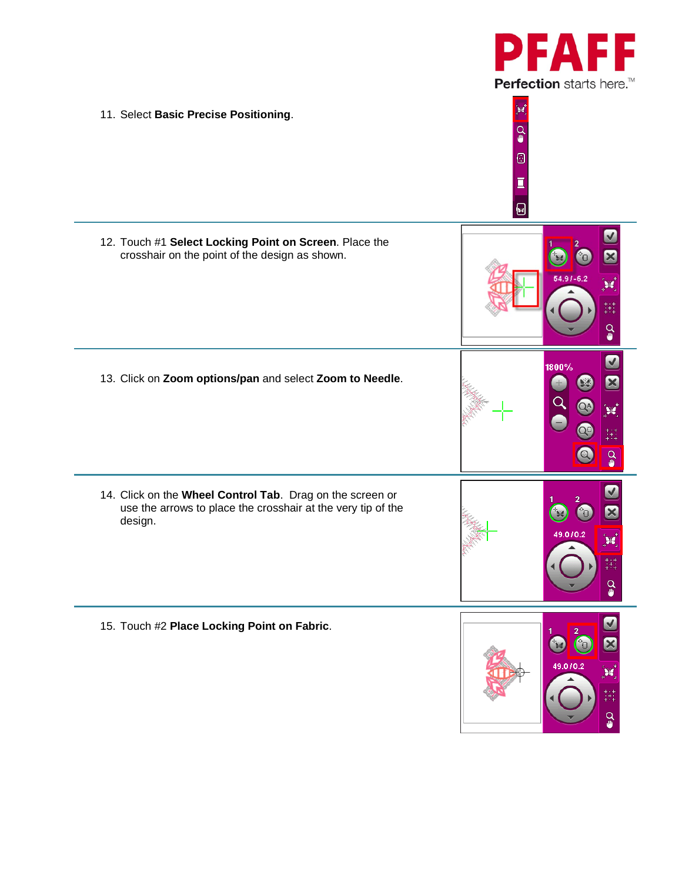11. Select **Basic Precise Positioning**.

12. Touch #1 **Select Locking Point on Screen**. Place the crosshair on the point of the design as shown.

13. Click on **Zoom options/pan** and select **Zoom to Needle**.

14. Click on the **Wheel Control Tab**. Drag on the screen or use the arrows to place the crosshair at the very tip of the design.

15. Touch #2 **Place Locking Point on Fabric**.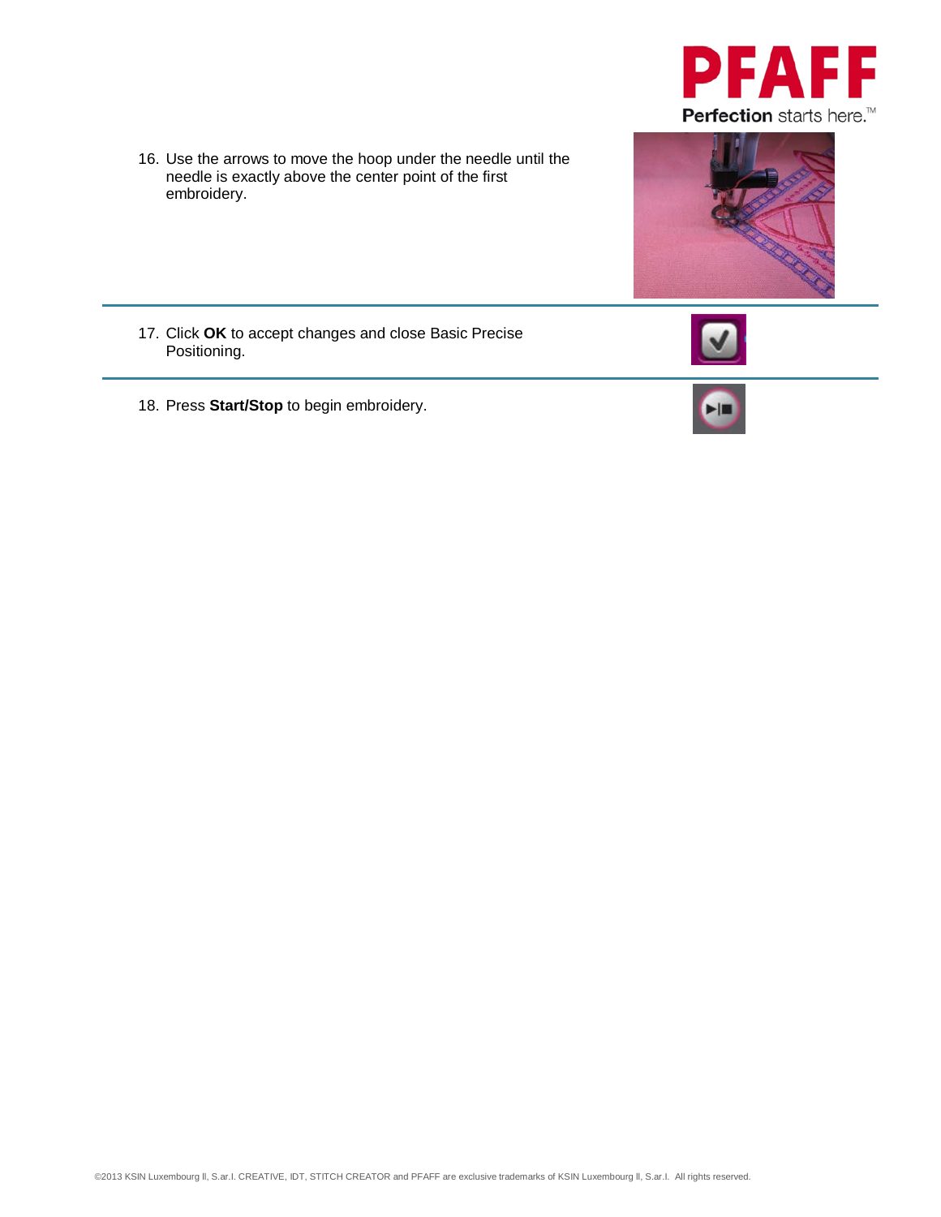16. Use the arrows to move the hoop under the needle until the needle is exactly above the center point of the first embroidery.

17. Click **OK** to accept changes and close Basic Precise Positioning.

18. Press **Start/Stop** to begin embroidery.

©2013 KSIN Luxembourg II, S.ar.l. CREATIVE, IDT, STITCH CREATOR and PFAFF are exclusive trademarks of KSIN Luxembourg II, S.ar.l. All rights reserved.